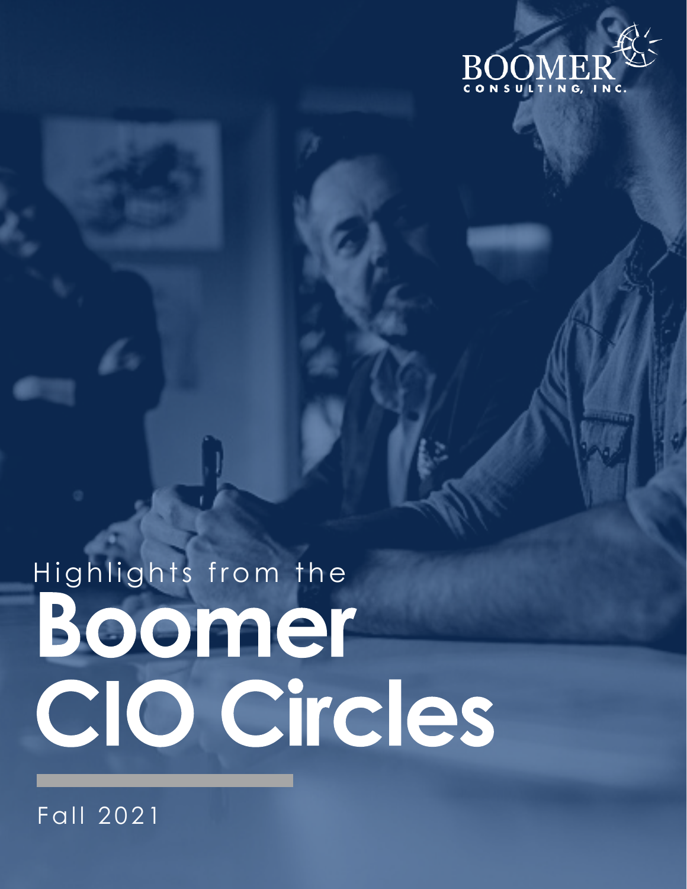BOOMER

CONSULTING, INC.

Highlights from the

# Boomer CIO Circles

Fall 2021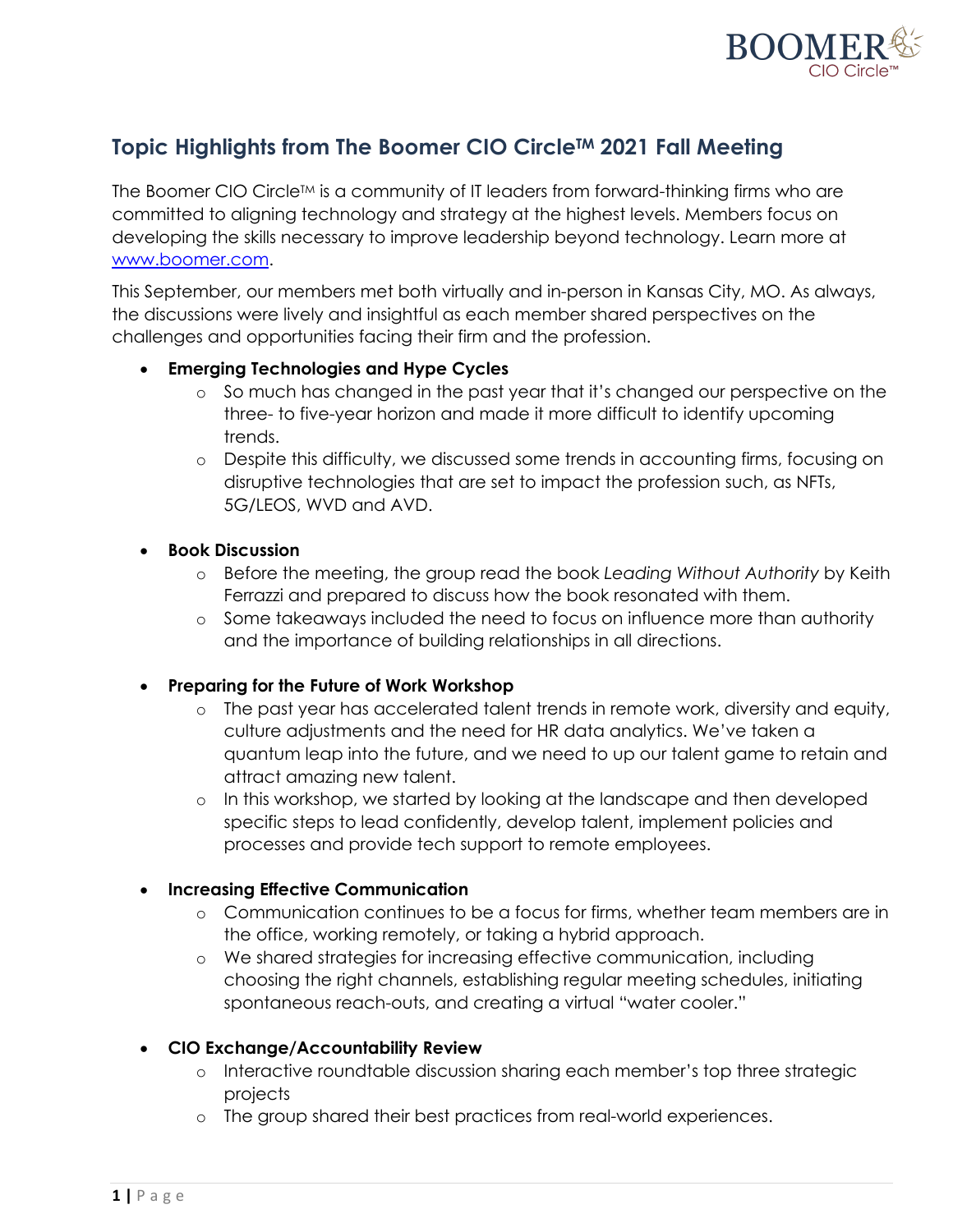## Topic Highlights from The Boomer CIO Circle™ 2021 Fall Meeting

The Boomer CIO Circle™ is a community of IT leaders from forward-thinking firms who are committed to aligning technology and strategy at the highest levels. Members focus on developing the skills necessary to improve leadership beyond technology. Learn more at www.boomer.com.

This September, our members met both virtually and in-person in Kansas City, MO. As always, the discussions were lively and insightful as each member shared perspectives on the challenges and opportunities facing their firm and the profession.

- **Emerging Technologies and Hype Cycles**
  - So much has changed in the past year that it's changed our perspective on the three- to five-year horizon and made it more difficult to identify upcoming trends.
  - Despite this difficulty, we discussed some trends in accounting firms, focusing on disruptive technologies that are set to impact the profession such, as NFTs, 5G/LEOS, WVD and AVD.

- **Book Discussion**
  - Before the meeting, the group read the book *Leading Without Authority* by Keith Ferrazzi and prepared to discuss how the book resonated with them.
  - Some takeaways included the need to focus on influence more than authority and the importance of building relationships in all directions.

- **Preparing for the Future of Work Workshop**
  - The past year has accelerated talent trends in remote work, diversity and equity, culture adjustments and the need for HR data analytics. We've taken a quantum leap into the future, and we need to up our talent game to retain and attract amazing new talent.
  - In this workshop, we started by looking at the landscape and then developed specific steps to lead confidently, develop talent, implement policies and processes and provide tech support to remote employees.

- **Increasing Effective Communication**
  - Communication continues to be a focus for firms, whether team members are in the office, working remotely, or taking a hybrid approach.
  - We shared strategies for increasing effective communication, including choosing the right channels, establishing regular meeting schedules, initiating spontaneous reach-outs, and creating a virtual "water cooler."

- **CIO Exchange/Accountability Review**
  - Interactive roundtable discussion sharing each member's top three strategic projects
  - The group shared their best practices from real-world experiences.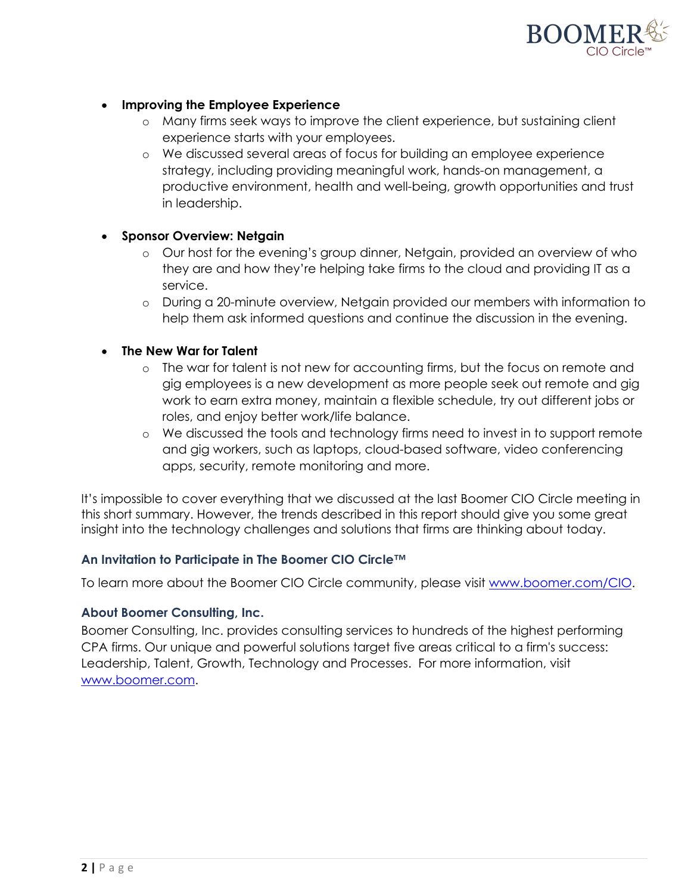- **Improving the Employee Experience**
  - Many firms seek ways to improve the client experience, but sustaining client experience starts with your employees.
  - We discussed several areas of focus for building an employee experience strategy, including providing meaningful work, hands-on management, a productive environment, health and well-being, growth opportunities and trust in leadership.

- **Sponsor Overview: Netgain**
  - Our host for the evening's group dinner, Netgain, provided an overview of who they are and how they're helping take firms to the cloud and providing IT as a service.
  - During a 20-minute overview, Netgain provided our members with information to help them ask informed questions and continue the discussion in the evening.

- **The New War for Talent**
  - The war for talent is not new for accounting firms, but the focus on remote and gig employees is a new development as more people seek out remote and gig work to earn extra money, maintain a flexible schedule, try out different jobs or roles, and enjoy better work/life balance.
  - We discussed the tools and technology firms need to invest in to support remote and gig workers, such as laptops, cloud-based software, video conferencing apps, security, remote monitoring and more.

It's impossible to cover everything that we discussed at the last Boomer CIO Circle meeting in this short summary. However, the trends described in this report should give you some great insight into the technology challenges and solutions that firms are thinking about today.

### An Invitation to Participate in The Boomer CIO Circle™

To learn more about the Boomer CIO Circle community, please visit [www.boomer.com/CIO](http://www.boomer.com/CIO).

### About Boomer Consulting, Inc.

Boomer Consulting, Inc. provides consulting services to hundreds of the highest performing CPA firms. Our unique and powerful solutions target five areas critical to a firm's success: Leadership, Talent, Growth, Technology and Processes. For more information, visit [www.boomer.com](http://www.boomer.com).